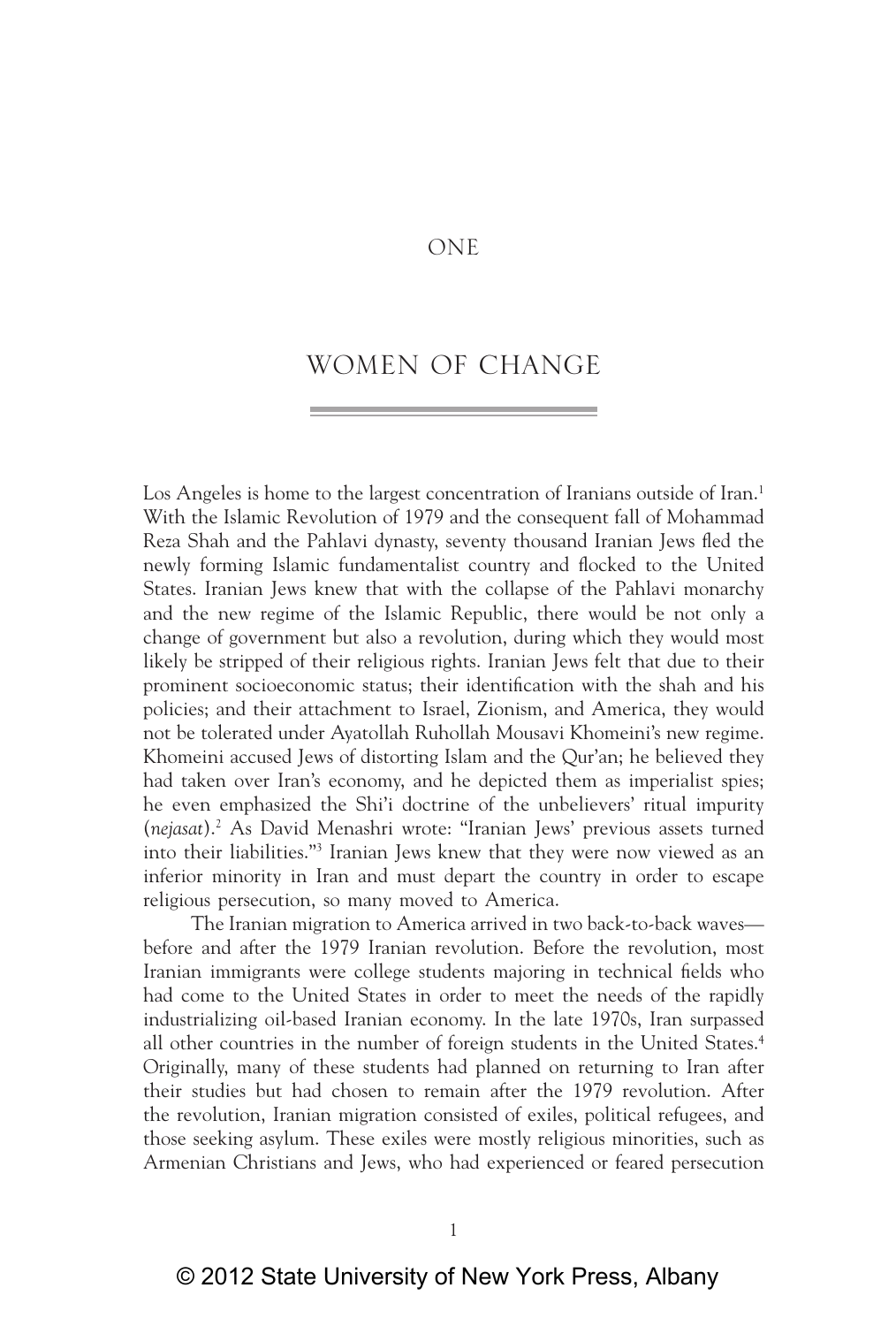# ONE

# WOMEN OF CHANGE

Los Angeles is home to the largest concentration of Iranians outside of Iran.[1] With the Islamic Revolution of 1979 and the consequent fall of Mohammad Reza Shah and the Pahlavi dynasty, seventy thousand Iranian Jews fled the newly forming Islamic fundamentalist country and flocked to the United States. Iranian Jews knew that with the collapse of the Pahlavi monarchy and the new regime of the Islamic Republic, there would be not only a change of government but also a revolution, during which they would most likely be stripped of their religious rights. Iranian Jews felt that due to their prominent socioeconomic status; their identification with the shah and his policies; and their attachment to Israel, Zionism, and America, they would not be tolerated under Ayatollah Ruhollah Mousavi Khomeini's new regime. Khomeini accused Jews of distorting Islam and the Qur'an; he believed they had taken over Iran's economy, and he depicted them as imperialist spies; he even emphasized the Shi'i doctrine of the unbelievers' ritual impurity (*nejasat*).[2] As David Menashri wrote: "Iranian Jews' previous assets turned into their liabilities."[3] Iranian Jews knew that they were now viewed as an inferior minority in Iran and must depart the country in order to escape religious persecution, so many moved to America.

The Iranian migration to America arrived in two back-to-back waves—before and after the 1979 Iranian revolution. Before the revolution, most Iranian immigrants were college students majoring in technical fields who had come to the United States in order to meet the needs of the rapidly industrializing oil-based Iranian economy. In the late 1970s, Iran surpassed all other countries in the number of foreign students in the United States.[4] Originally, many of these students had planned on returning to Iran after their studies but had chosen to remain after the 1979 revolution. After the revolution, Iranian migration consisted of exiles, political refugees, and those seeking asylum. These exiles were mostly religious minorities, such as Armenian Christians and Jews, who had experienced or feared persecution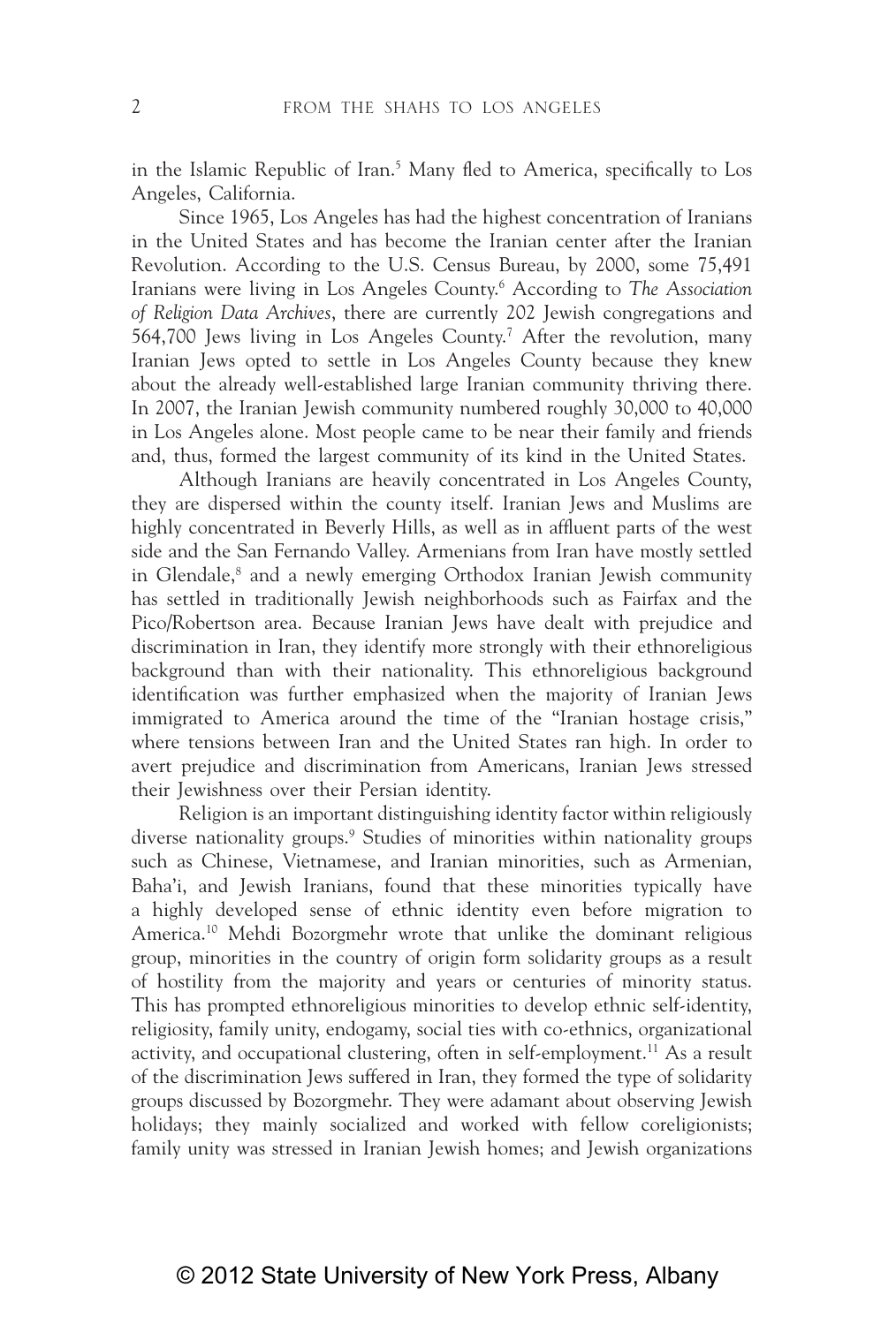in the Islamic Republic of Iran.[5] Many fled to America, specifically to Los Angeles, California.

Since 1965, Los Angeles has had the highest concentration of Iranians in the United States and has become the Iranian center after the Iranian Revolution. According to the U.S. Census Bureau, by 2000, some 75,491 Iranians were living in Los Angeles County.[6] According to *The Association of Religion Data Archives*, there are currently 202 Jewish congregations and 564,700 Jews living in Los Angeles County.[7] After the revolution, many Iranian Jews opted to settle in Los Angeles County because they knew about the already well-established large Iranian community thriving there. In 2007, the Iranian Jewish community numbered roughly 30,000 to 40,000 in Los Angeles alone. Most people came to be near their family and friends and, thus, formed the largest community of its kind in the United States.

Although Iranians are heavily concentrated in Los Angeles County, they are dispersed within the county itself. Iranian Jews and Muslims are highly concentrated in Beverly Hills, as well as in affluent parts of the west side and the San Fernando Valley. Armenians from Iran have mostly settled in Glendale,[8] and a newly emerging Orthodox Iranian Jewish community has settled in traditionally Jewish neighborhoods such as Fairfax and the Pico/Robertson area. Because Iranian Jews have dealt with prejudice and discrimination in Iran, they identify more strongly with their ethnoreligious background than with their nationality. This ethnoreligious background identification was further emphasized when the majority of Iranian Jews immigrated to America around the time of the "Iranian hostage crisis," where tensions between Iran and the United States ran high. In order to avert prejudice and discrimination from Americans, Iranian Jews stressed their Jewishness over their Persian identity.

Religion is an important distinguishing identity factor within religiously diverse nationality groups.[9] Studies of minorities within nationality groups such as Chinese, Vietnamese, and Iranian minorities, such as Armenian, Baha'i, and Jewish Iranians, found that these minorities typically have a highly developed sense of ethnic identity even before migration to America.[10] Mehdi Bozorgmehr wrote that unlike the dominant religious group, minorities in the country of origin form solidarity groups as a result of hostility from the majority and years or centuries of minority status. This has prompted ethnoreligious minorities to develop ethnic self-identity, religiosity, family unity, endogamy, social ties with co-ethnics, organizational activity, and occupational clustering, often in self-employment.[11] As a result of the discrimination Jews suffered in Iran, they formed the type of solidarity groups discussed by Bozorgmehr. They were adamant about observing Jewish holidays; they mainly socialized and worked with fellow coreligionists; family unity was stressed in Iranian Jewish homes; and Jewish organizations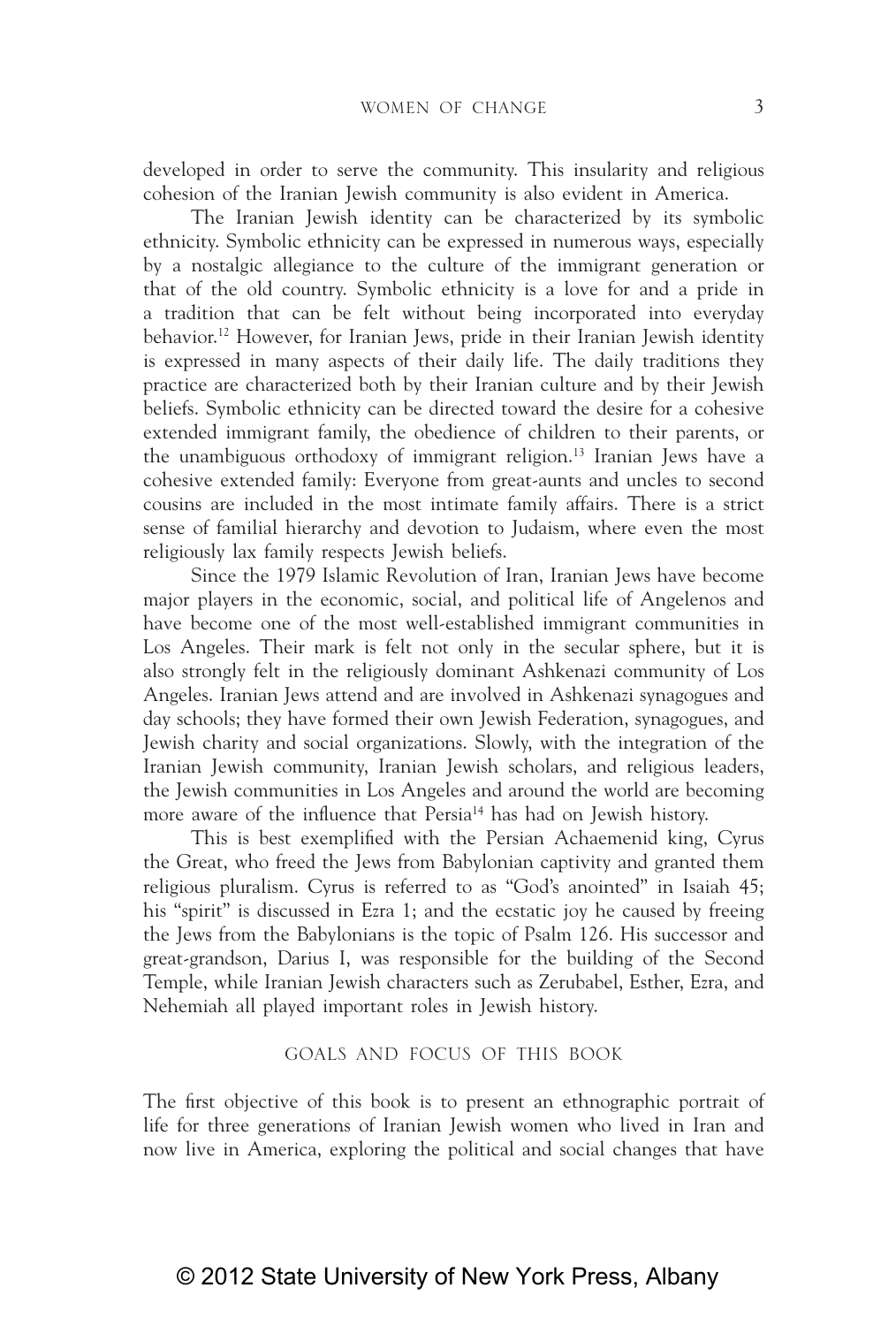developed in order to serve the community. This insularity and religious cohesion of the Iranian Jewish community is also evident in America.

The Iranian Jewish identity can be characterized by its symbolic ethnicity. Symbolic ethnicity can be expressed in numerous ways, especially by a nostalgic allegiance to the culture of the immigrant generation or that of the old country. Symbolic ethnicity is a love for and a pride in a tradition that can be felt without being incorporated into everyday behavior.[12] However, for Iranian Jews, pride in their Iranian Jewish identity is expressed in many aspects of their daily life. The daily traditions they practice are characterized both by their Iranian culture and by their Jewish beliefs. Symbolic ethnicity can be directed toward the desire for a cohesive extended immigrant family, the obedience of children to their parents, or the unambiguous orthodoxy of immigrant religion.[13] Iranian Jews have a cohesive extended family: Everyone from great-aunts and uncles to second cousins are included in the most intimate family affairs. There is a strict sense of familial hierarchy and devotion to Judaism, where even the most religiously lax family respects Jewish beliefs.

Since the 1979 Islamic Revolution of Iran, Iranian Jews have become major players in the economic, social, and political life of Angelenos and have become one of the most well-established immigrant communities in Los Angeles. Their mark is felt not only in the secular sphere, but it is also strongly felt in the religiously dominant Ashkenazi community of Los Angeles. Iranian Jews attend and are involved in Ashkenazi synagogues and day schools; they have formed their own Jewish Federation, synagogues, and Jewish charity and social organizations. Slowly, with the integration of the Iranian Jewish community, Iranian Jewish scholars, and religious leaders, the Jewish communities in Los Angeles and around the world are becoming more aware of the influence that Persia[14] has had on Jewish history.

This is best exemplified with the Persian Achaemenid king, Cyrus the Great, who freed the Jews from Babylonian captivity and granted them religious pluralism. Cyrus is referred to as "God's anointed" in Isaiah 45; his "spirit" is discussed in Ezra 1; and the ecstatic joy he caused by freeing the Jews from the Babylonians is the topic of Psalm 126. His successor and great-grandson, Darius I, was responsible for the building of the Second Temple, while Iranian Jewish characters such as Zerubabel, Esther, Ezra, and Nehemiah all played important roles in Jewish history.

## GOALS AND FOCUS OF THIS BOOK

The first objective of this book is to present an ethnographic portrait of life for three generations of Iranian Jewish women who lived in Iran and now live in America, exploring the political and social changes that have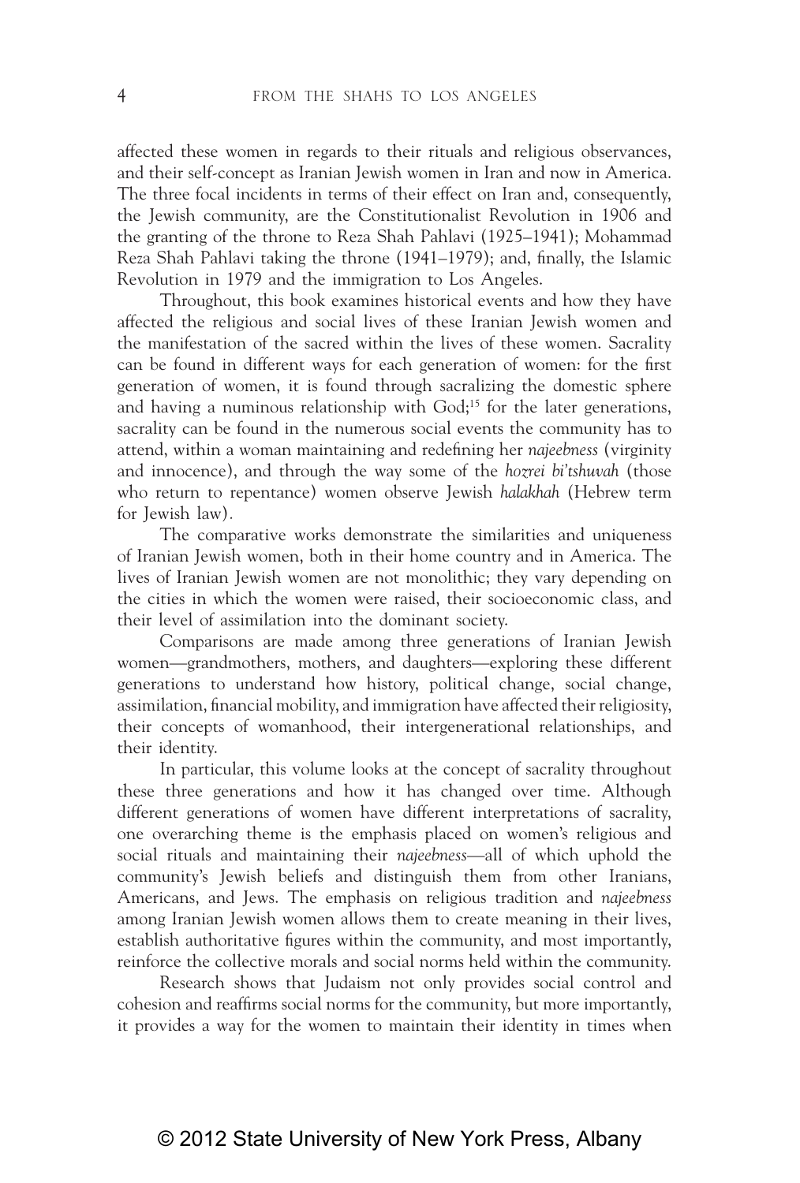affected these women in regards to their rituals and religious observances, and their self-concept as Iranian Jewish women in Iran and now in America. The three focal incidents in terms of their effect on Iran and, consequently, the Jewish community, are the Constitutionalist Revolution in 1906 and the granting of the throne to Reza Shah Pahlavi (1925–1941); Mohammad Reza Shah Pahlavi taking the throne (1941–1979); and, finally, the Islamic Revolution in 1979 and the immigration to Los Angeles.

Throughout, this book examines historical events and how they have affected the religious and social lives of these Iranian Jewish women and the manifestation of the sacred within the lives of these women. Sacrality can be found in different ways for each generation of women: for the first generation of women, it is found through sacralizing the domestic sphere and having a numinous relationship with God;[15] for the later generations, sacrality can be found in the numerous social events the community has to attend, within a woman maintaining and redefining her *najeebness* (virginity and innocence), and through the way some of the *hozrei bi'tshuvah* (those who return to repentance) women observe Jewish *halakhah* (Hebrew term for Jewish law).

The comparative works demonstrate the similarities and uniqueness of Iranian Jewish women, both in their home country and in America. The lives of Iranian Jewish women are not monolithic; they vary depending on the cities in which the women were raised, their socioeconomic class, and their level of assimilation into the dominant society.

Comparisons are made among three generations of Iranian Jewish women—grandmothers, mothers, and daughters—exploring these different generations to understand how history, political change, social change, assimilation, financial mobility, and immigration have affected their religiosity, their concepts of womanhood, their intergenerational relationships, and their identity.

In particular, this volume looks at the concept of sacrality throughout these three generations and how it has changed over time. Although different generations of women have different interpretations of sacrality, one overarching theme is the emphasis placed on women's religious and social rituals and maintaining their *najeebness*—all of which uphold the community's Jewish beliefs and distinguish them from other Iranians, Americans, and Jews. The emphasis on religious tradition and *najeebness* among Iranian Jewish women allows them to create meaning in their lives, establish authoritative figures within the community, and most importantly, reinforce the collective morals and social norms held within the community.

Research shows that Judaism not only provides social control and cohesion and reaffirms social norms for the community, but more importantly, it provides a way for the women to maintain their identity in times when

© 2012 State University of New York Press, Albany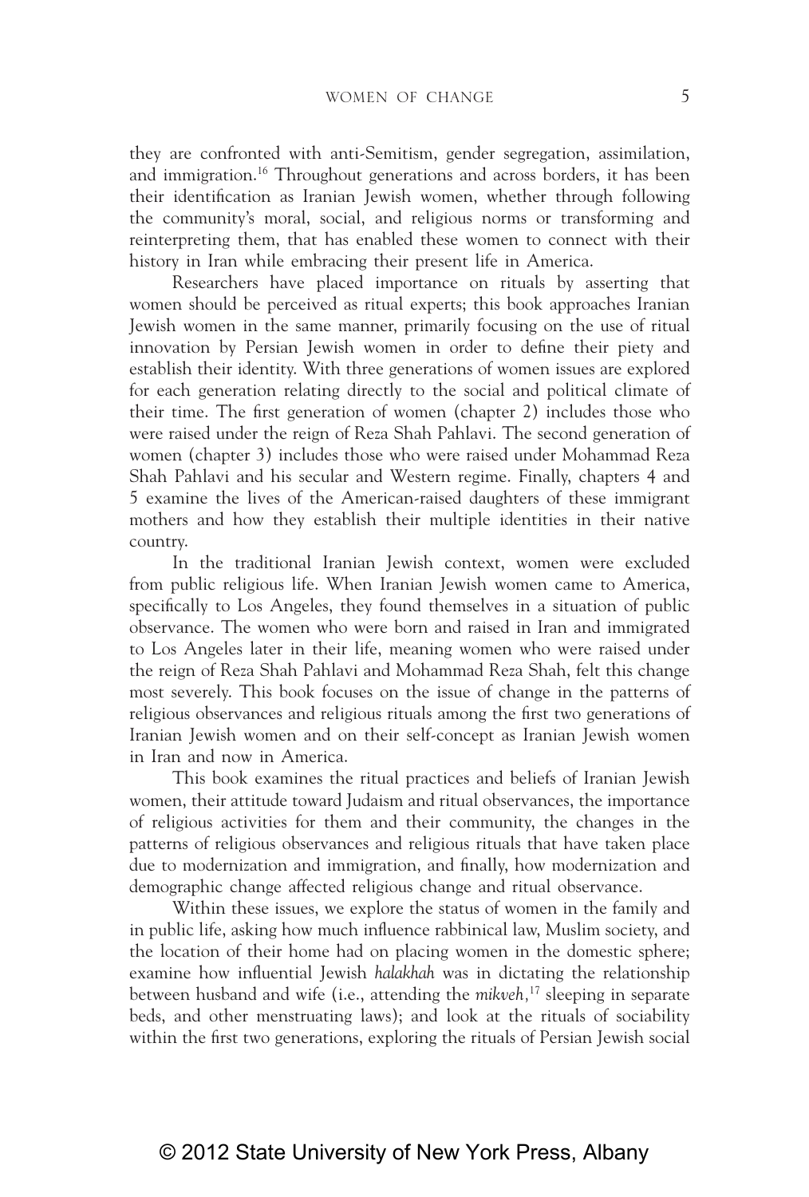they are confronted with anti-Semitism, gender segregation, assimilation, and immigration.[16] Throughout generations and across borders, it has been their identification as Iranian Jewish women, whether through following the community's moral, social, and religious norms or transforming and reinterpreting them, that has enabled these women to connect with their history in Iran while embracing their present life in America.

Researchers have placed importance on rituals by asserting that women should be perceived as ritual experts; this book approaches Iranian Jewish women in the same manner, primarily focusing on the use of ritual innovation by Persian Jewish women in order to define their piety and establish their identity. With three generations of women issues are explored for each generation relating directly to the social and political climate of their time. The first generation of women (chapter 2) includes those who were raised under the reign of Reza Shah Pahlavi. The second generation of women (chapter 3) includes those who were raised under Mohammad Reza Shah Pahlavi and his secular and Western regime. Finally, chapters 4 and 5 examine the lives of the American-raised daughters of these immigrant mothers and how they establish their multiple identities in their native country.

In the traditional Iranian Jewish context, women were excluded from public religious life. When Iranian Jewish women came to America, specifically to Los Angeles, they found themselves in a situation of public observance. The women who were born and raised in Iran and immigrated to Los Angeles later in their life, meaning women who were raised under the reign of Reza Shah Pahlavi and Mohammad Reza Shah, felt this change most severely. This book focuses on the issue of change in the patterns of religious observances and religious rituals among the first two generations of Iranian Jewish women and on their self-concept as Iranian Jewish women in Iran and now in America.

This book examines the ritual practices and beliefs of Iranian Jewish women, their attitude toward Judaism and ritual observances, the importance of religious activities for them and their community, the changes in the patterns of religious observances and religious rituals that have taken place due to modernization and immigration, and finally, how modernization and demographic change affected religious change and ritual observance.

Within these issues, we explore the status of women in the family and in public life, asking how much influence rabbinical law, Muslim society, and the location of their home had on placing women in the domestic sphere; examine how influential Jewish *halakhah* was in dictating the relationship between husband and wife (i.e., attending the *mikveh*,[17] sleeping in separate beds, and other menstruating laws); and look at the rituals of sociability within the first two generations, exploring the rituals of Persian Jewish social

© 2012 State University of New York Press, Albany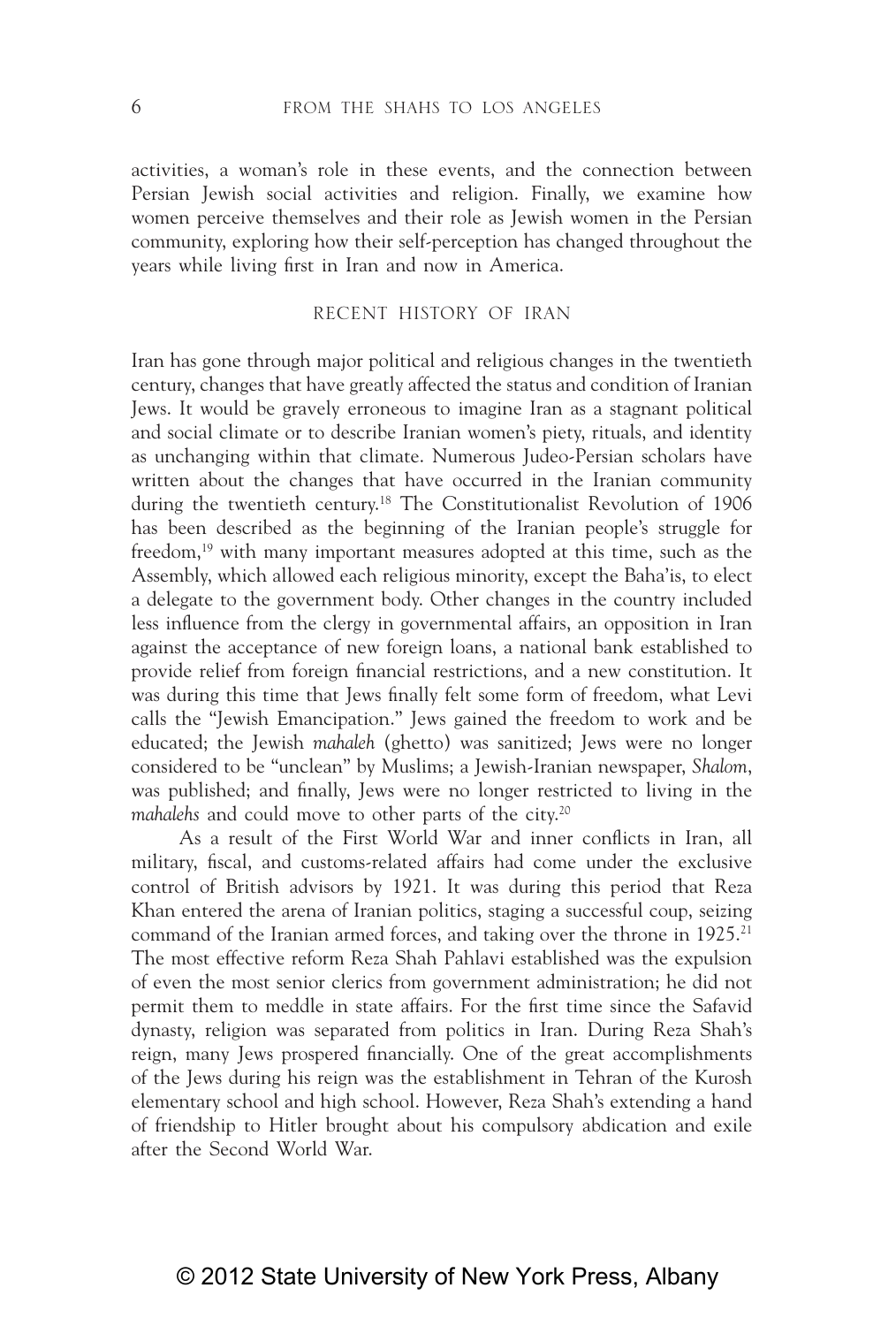activities, a woman's role in these events, and the connection between Persian Jewish social activities and religion. Finally, we examine how women perceive themselves and their role as Jewish women in the Persian community, exploring how their self-perception has changed throughout the years while living first in Iran and now in America.

## RECENT HISTORY OF IRAN

Iran has gone through major political and religious changes in the twentieth century, changes that have greatly affected the status and condition of Iranian Jews. It would be gravely erroneous to imagine Iran as a stagnant political and social climate or to describe Iranian women's piety, rituals, and identity as unchanging within that climate. Numerous Judeo-Persian scholars have written about the changes that have occurred in the Iranian community during the twentieth century.[18] The Constitutionalist Revolution of 1906 has been described as the beginning of the Iranian people's struggle for freedom,[19] with many important measures adopted at this time, such as the Assembly, which allowed each religious minority, except the Baha'is, to elect a delegate to the government body. Other changes in the country included less influence from the clergy in governmental affairs, an opposition in Iran against the acceptance of new foreign loans, a national bank established to provide relief from foreign financial restrictions, and a new constitution. It was during this time that Jews finally felt some form of freedom, what Levi calls the "Jewish Emancipation." Jews gained the freedom to work and be educated; the Jewish *mahaleh* (ghetto) was sanitized; Jews were no longer considered to be "unclean" by Muslims; a Jewish-Iranian newspaper, *Shalom*, was published; and finally, Jews were no longer restricted to living in the *mahalehs* and could move to other parts of the city.[20]

As a result of the First World War and inner conflicts in Iran, all military, fiscal, and customs-related affairs had come under the exclusive control of British advisors by 1921. It was during this period that Reza Khan entered the arena of Iranian politics, staging a successful coup, seizing command of the Iranian armed forces, and taking over the throne in 1925.[21] The most effective reform Reza Shah Pahlavi established was the expulsion of even the most senior clerics from government administration; he did not permit them to meddle in state affairs. For the first time since the Safavid dynasty, religion was separated from politics in Iran. During Reza Shah's reign, many Jews prospered financially. One of the great accomplishments of the Jews during his reign was the establishment in Tehran of the Kurosh elementary school and high school. However, Reza Shah's extending a hand of friendship to Hitler brought about his compulsory abdication and exile after the Second World War.

© 2012 State University of New York Press, Albany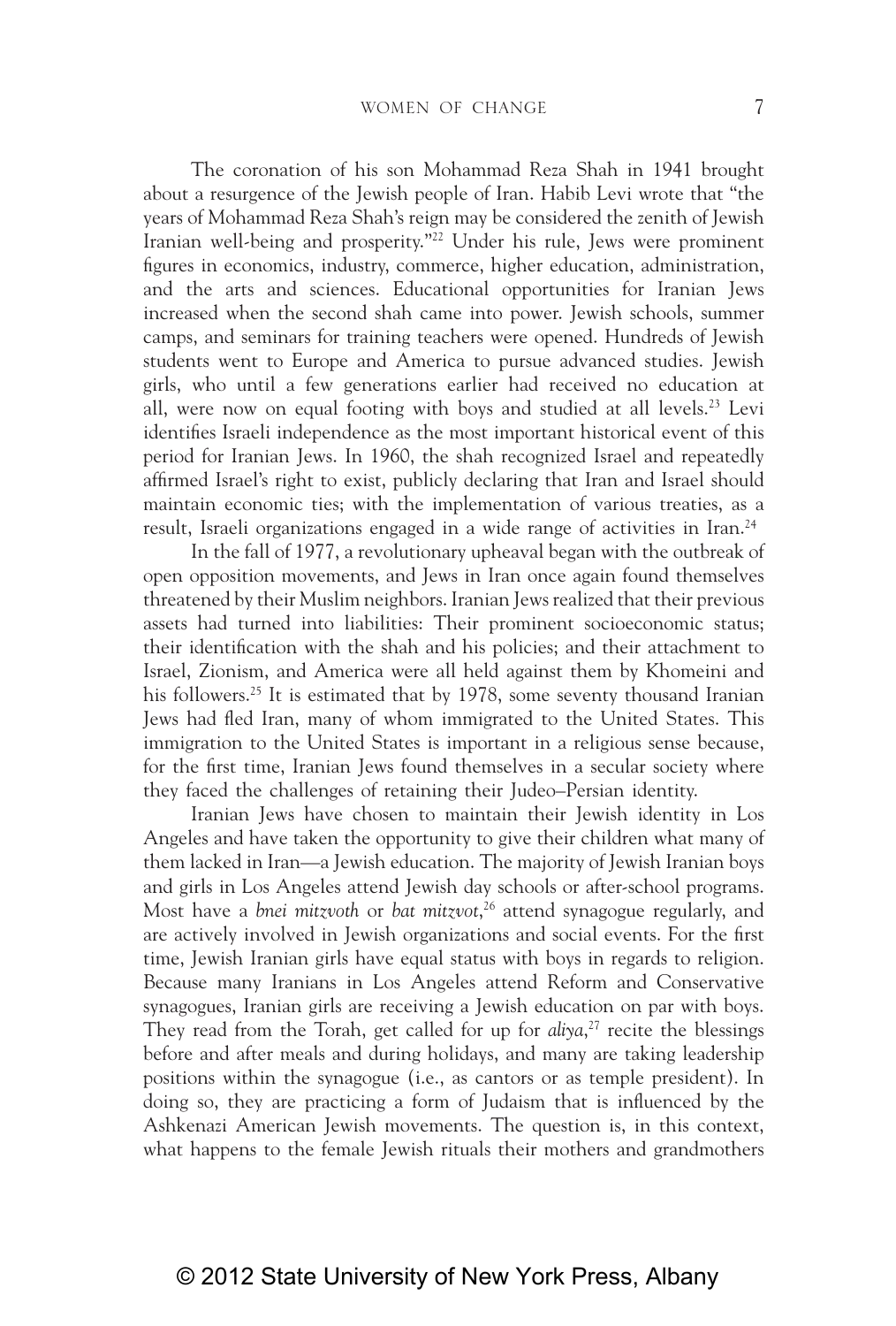The coronation of his son Mohammad Reza Shah in 1941 brought about a resurgence of the Jewish people of Iran. Habib Levi wrote that "the years of Mohammad Reza Shah's reign may be considered the zenith of Jewish Iranian well-being and prosperity."[22] Under his rule, Jews were prominent figures in economics, industry, commerce, higher education, administration, and the arts and sciences. Educational opportunities for Iranian Jews increased when the second shah came into power. Jewish schools, summer camps, and seminars for training teachers were opened. Hundreds of Jewish students went to Europe and America to pursue advanced studies. Jewish girls, who until a few generations earlier had received no education at all, were now on equal footing with boys and studied at all levels.[23] Levi identifies Israeli independence as the most important historical event of this period for Iranian Jews. In 1960, the shah recognized Israel and repeatedly affirmed Israel's right to exist, publicly declaring that Iran and Israel should maintain economic ties; with the implementation of various treaties, as a result, Israeli organizations engaged in a wide range of activities in Iran.[24]

In the fall of 1977, a revolutionary upheaval began with the outbreak of open opposition movements, and Jews in Iran once again found themselves threatened by their Muslim neighbors. Iranian Jews realized that their previous assets had turned into liabilities: Their prominent socioeconomic status; their identification with the shah and his policies; and their attachment to Israel, Zionism, and America were all held against them by Khomeini and his followers.[25] It is estimated that by 1978, some seventy thousand Iranian Jews had fled Iran, many of whom immigrated to the United States. This immigration to the United States is important in a religious sense because, for the first time, Iranian Jews found themselves in a secular society where they faced the challenges of retaining their Judeo–Persian identity.

Iranian Jews have chosen to maintain their Jewish identity in Los Angeles and have taken the opportunity to give their children what many of them lacked in Iran—a Jewish education. The majority of Jewish Iranian boys and girls in Los Angeles attend Jewish day schools or after-school programs. Most have a *bnei mitzvoth* or *bat mitzvot*,[26] attend synagogue regularly, and are actively involved in Jewish organizations and social events. For the first time, Jewish Iranian girls have equal status with boys in regards to religion. Because many Iranians in Los Angeles attend Reform and Conservative synagogues, Iranian girls are receiving a Jewish education on par with boys. They read from the Torah, get called for up for *aliya*,[27] recite the blessings before and after meals and during holidays, and many are taking leadership positions within the synagogue (i.e., as cantors or as temple president). In doing so, they are practicing a form of Judaism that is influenced by the Ashkenazi American Jewish movements. The question is, in this context, what happens to the female Jewish rituals their mothers and grandmothers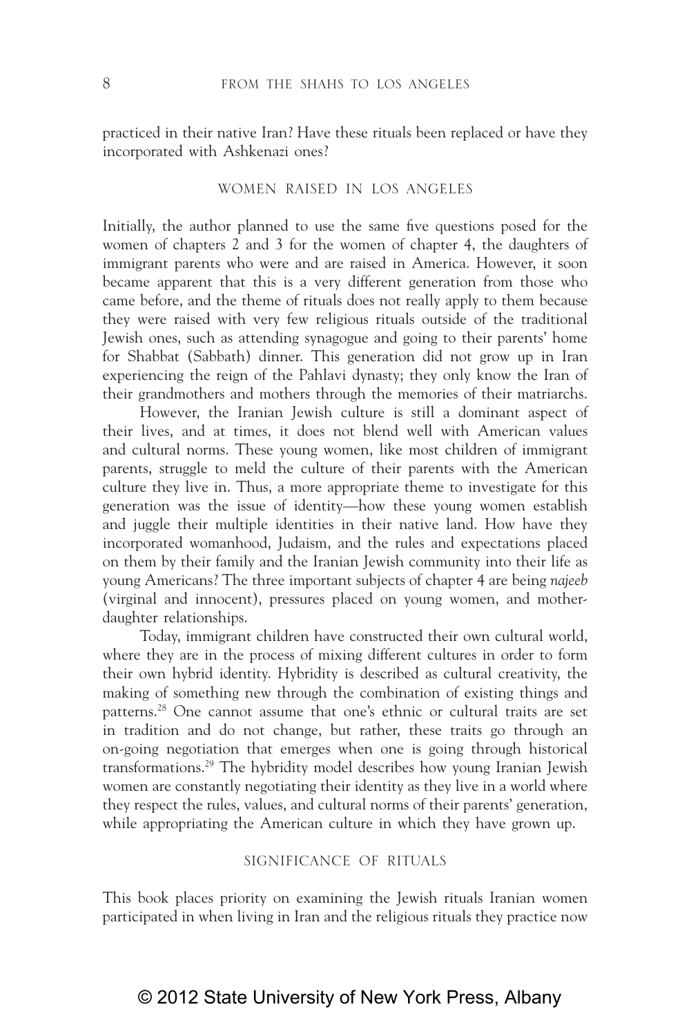practiced in their native Iran? Have these rituals been replaced or have they incorporated with Ashkenazi ones?

## WOMEN RAISED IN LOS ANGELES

Initially, the author planned to use the same five questions posed for the women of chapters 2 and 3 for the women of chapter 4, the daughters of immigrant parents who were and are raised in America. However, it soon became apparent that this is a very different generation from those who came before, and the theme of rituals does not really apply to them because they were raised with very few religious rituals outside of the traditional Jewish ones, such as attending synagogue and going to their parents' home for Shabbat (Sabbath) dinner. This generation did not grow up in Iran experiencing the reign of the Pahlavi dynasty; they only know the Iran of their grandmothers and mothers through the memories of their matriarchs.

However, the Iranian Jewish culture is still a dominant aspect of their lives, and at times, it does not blend well with American values and cultural norms. These young women, like most children of immigrant parents, struggle to meld the culture of their parents with the American culture they live in. Thus, a more appropriate theme to investigate for this generation was the issue of identity—how these young women establish and juggle their multiple identities in their native land. How have they incorporated womanhood, Judaism, and the rules and expectations placed on them by their family and the Iranian Jewish community into their life as young Americans? The three important subjects of chapter 4 are being *najeeb* (virginal and innocent), pressures placed on young women, and mother-daughter relationships.

Today, immigrant children have constructed their own cultural world, where they are in the process of mixing different cultures in order to form their own hybrid identity. Hybridity is described as cultural creativity, the making of something new through the combination of existing things and patterns.[28] One cannot assume that one's ethnic or cultural traits are set in tradition and do not change, but rather, these traits go through an on-going negotiation that emerges when one is going through historical transformations.[29] The hybridity model describes how young Iranian Jewish women are constantly negotiating their identity as they live in a world where they respect the rules, values, and cultural norms of their parents' generation, while appropriating the American culture in which they have grown up.

## SIGNIFICANCE OF RITUALS

This book places priority on examining the Jewish rituals Iranian women participated in when living in Iran and the religious rituals they practice now

© 2012 State University of New York Press, Albany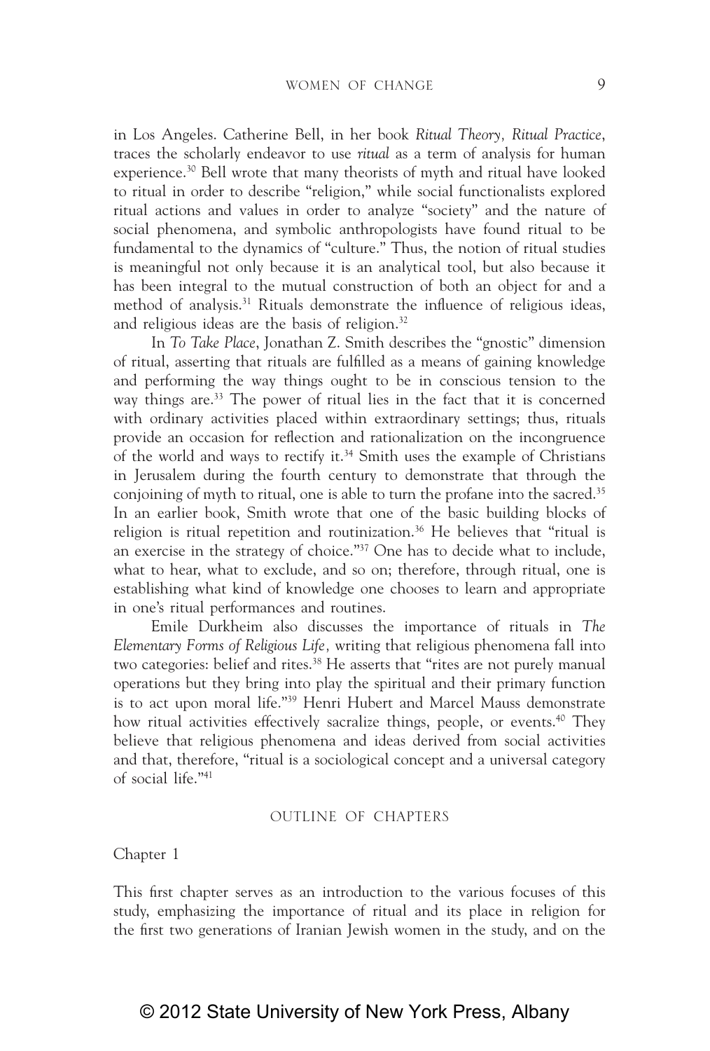in Los Angeles. Catherine Bell, in her book *Ritual Theory, Ritual Practice*, traces the scholarly endeavor to use *ritual* as a term of analysis for human experience.[30] Bell wrote that many theorists of myth and ritual have looked to ritual in order to describe "religion," while social functionalists explored ritual actions and values in order to analyze "society" and the nature of social phenomena, and symbolic anthropologists have found ritual to be fundamental to the dynamics of "culture." Thus, the notion of ritual studies is meaningful not only because it is an analytical tool, but also because it has been integral to the mutual construction of both an object for and a method of analysis.[31] Rituals demonstrate the influence of religious ideas, and religious ideas are the basis of religion.[32]

In *To Take Place*, Jonathan Z. Smith describes the "gnostic" dimension of ritual, asserting that rituals are fulfilled as a means of gaining knowledge and performing the way things ought to be in conscious tension to the way things are.[33] The power of ritual lies in the fact that it is concerned with ordinary activities placed within extraordinary settings; thus, rituals provide an occasion for reflection and rationalization on the incongruence of the world and ways to rectify it.[34] Smith uses the example of Christians in Jerusalem during the fourth century to demonstrate that through the conjoining of myth to ritual, one is able to turn the profane into the sacred.[35] In an earlier book, Smith wrote that one of the basic building blocks of religion is ritual repetition and routinization.[36] He believes that "ritual is an exercise in the strategy of choice."[37] One has to decide what to include, what to hear, what to exclude, and so on; therefore, through ritual, one is establishing what kind of knowledge one chooses to learn and appropriate in one's ritual performances and routines.

Emile Durkheim also discusses the importance of rituals in *The Elementary Forms of Religious Life*, writing that religious phenomena fall into two categories: belief and rites.[38] He asserts that "rites are not purely manual operations but they bring into play the spiritual and their primary function is to act upon moral life."[39] Henri Hubert and Marcel Mauss demonstrate how ritual activities effectively sacralize things, people, or events.[40] They believe that religious phenomena and ideas derived from social activities and that, therefore, "ritual is a sociological concept and a universal category of social life."[41]

## OUTLINE OF CHAPTERS

### Chapter 1

This first chapter serves as an introduction to the various focuses of this study, emphasizing the importance of ritual and its place in religion for the first two generations of Iranian Jewish women in the study, and on the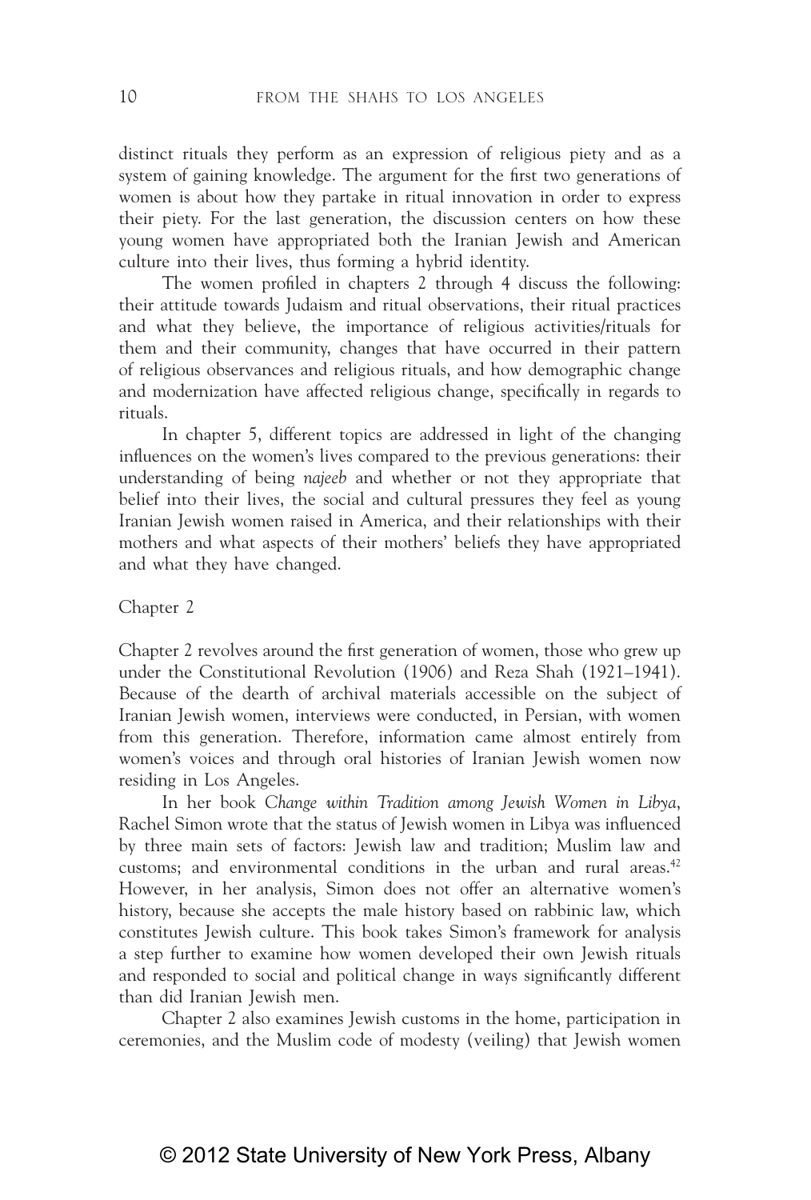distinct rituals they perform as an expression of religious piety and as a system of gaining knowledge. The argument for the first two generations of women is about how they partake in ritual innovation in order to express their piety. For the last generation, the discussion centers on how these young women have appropriated both the Iranian Jewish and American culture into their lives, thus forming a hybrid identity.

The women profiled in chapters 2 through 4 discuss the following: their attitude towards Judaism and ritual observations, their ritual practices and what they believe, the importance of religious activities/rituals for them and their community, changes that have occurred in their pattern of religious observances and religious rituals, and how demographic change and modernization have affected religious change, specifically in regards to rituals.

In chapter 5, different topics are addressed in light of the changing influences on the women's lives compared to the previous generations: their understanding of being *najeeb* and whether or not they appropriate that belief into their lives, the social and cultural pressures they feel as young Iranian Jewish women raised in America, and their relationships with their mothers and what aspects of their mothers' beliefs they have appropriated and what they have changed.

### Chapter 2

Chapter 2 revolves around the first generation of women, those who grew up under the Constitutional Revolution (1906) and Reza Shah (1921–1941). Because of the dearth of archival materials accessible on the subject of Iranian Jewish women, interviews were conducted, in Persian, with women from this generation. Therefore, information came almost entirely from women's voices and through oral histories of Iranian Jewish women now residing in Los Angeles.

In her book *Change within Tradition among Jewish Women in Libya*, Rachel Simon wrote that the status of Jewish women in Libya was influenced by three main sets of factors: Jewish law and tradition; Muslim law and customs; and environmental conditions in the urban and rural areas.[42] However, in her analysis, Simon does not offer an alternative women's history, because she accepts the male history based on rabbinic law, which constitutes Jewish culture. This book takes Simon's framework for analysis a step further to examine how women developed their own Jewish rituals and responded to social and political change in ways significantly different than did Iranian Jewish men.

Chapter 2 also examines Jewish customs in the home, participation in ceremonies, and the Muslim code of modesty (veiling) that Jewish women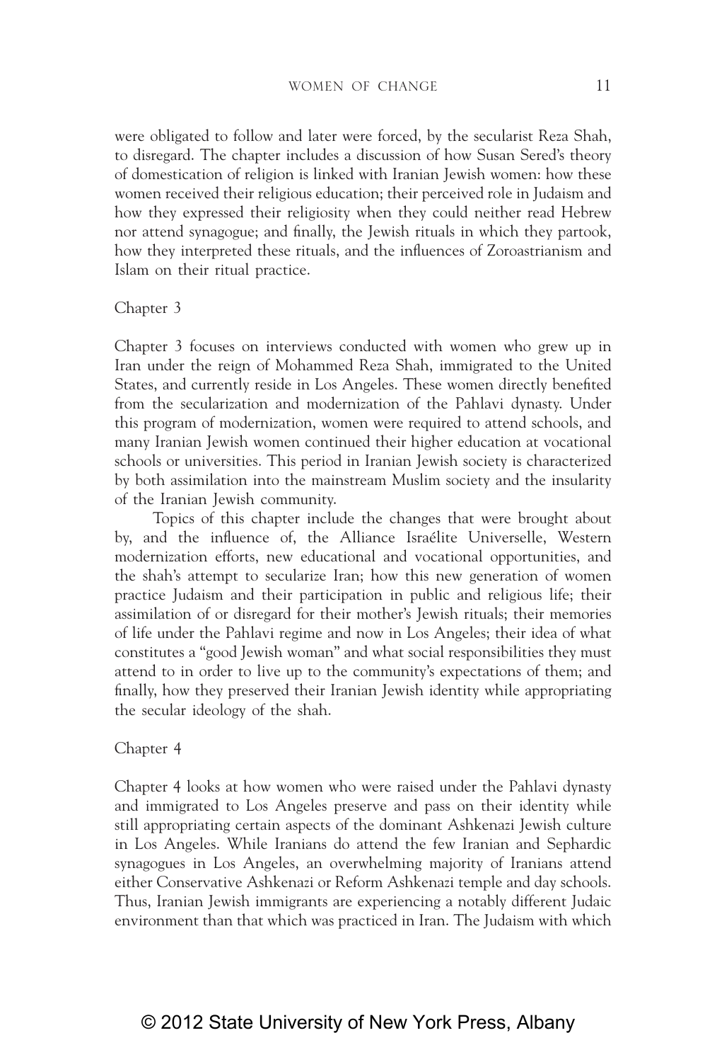were obligated to follow and later were forced, by the secularist Reza Shah, to disregard. The chapter includes a discussion of how Susan Sered's theory of domestication of religion is linked with Iranian Jewish women: how these women received their religious education; their perceived role in Judaism and how they expressed their religiosity when they could neither read Hebrew nor attend synagogue; and finally, the Jewish rituals in which they partook, how they interpreted these rituals, and the influences of Zoroastrianism and Islam on their ritual practice.

### Chapter 3

Chapter 3 focuses on interviews conducted with women who grew up in Iran under the reign of Mohammed Reza Shah, immigrated to the United States, and currently reside in Los Angeles. These women directly benefited from the secularization and modernization of the Pahlavi dynasty. Under this program of modernization, women were required to attend schools, and many Iranian Jewish women continued their higher education at vocational schools or universities. This period in Iranian Jewish society is characterized by both assimilation into the mainstream Muslim society and the insularity of the Iranian Jewish community.

Topics of this chapter include the changes that were brought about by, and the influence of, the Alliance Israélite Universelle, Western modernization efforts, new educational and vocational opportunities, and the shah's attempt to secularize Iran; how this new generation of women practice Judaism and their participation in public and religious life; their assimilation of or disregard for their mother's Jewish rituals; their memories of life under the Pahlavi regime and now in Los Angeles; their idea of what constitutes a "good Jewish woman" and what social responsibilities they must attend to in order to live up to the community's expectations of them; and finally, how they preserved their Iranian Jewish identity while appropriating the secular ideology of the shah.

### Chapter 4

Chapter 4 looks at how women who were raised under the Pahlavi dynasty and immigrated to Los Angeles preserve and pass on their identity while still appropriating certain aspects of the dominant Ashkenazi Jewish culture in Los Angeles. While Iranians do attend the few Iranian and Sephardic synagogues in Los Angeles, an overwhelming majority of Iranians attend either Conservative Ashkenazi or Reform Ashkenazi temple and day schools. Thus, Iranian Jewish immigrants are experiencing a notably different Judaic environment than that which was practiced in Iran. The Judaism with which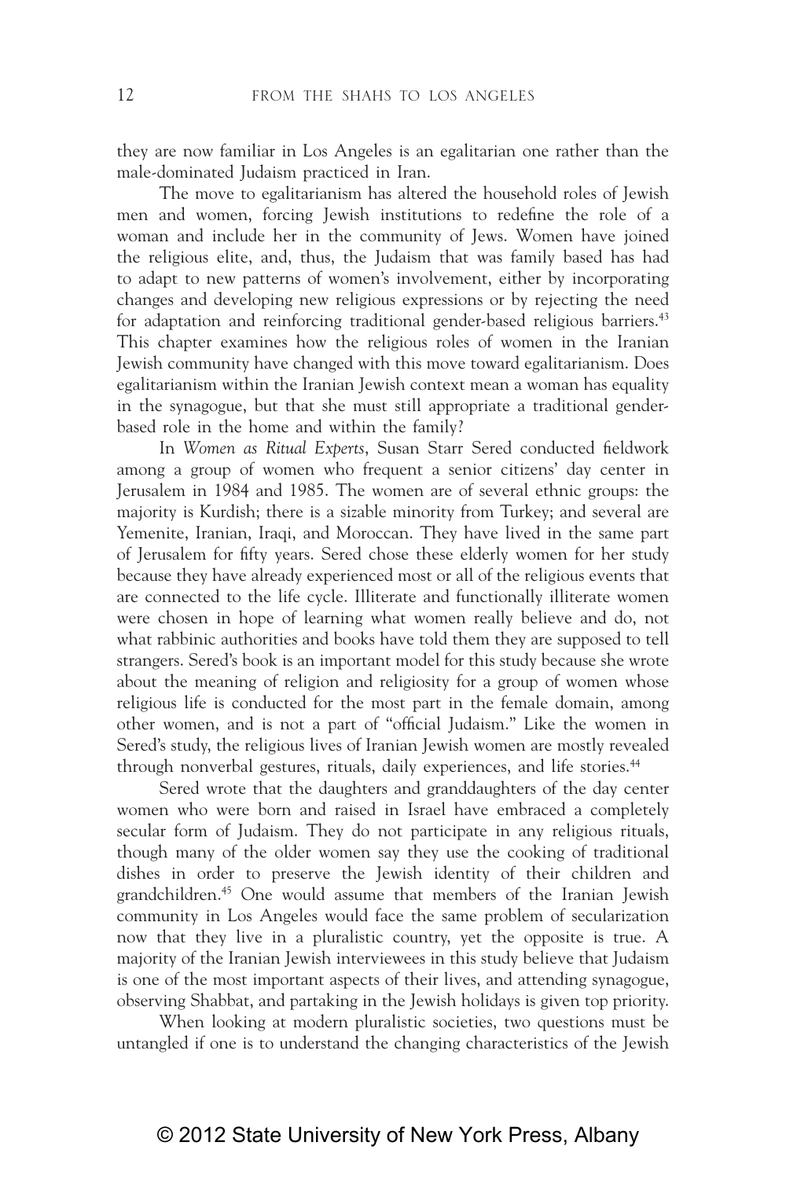they are now familiar in Los Angeles is an egalitarian one rather than the male-dominated Judaism practiced in Iran.

The move to egalitarianism has altered the household roles of Jewish men and women, forcing Jewish institutions to redefine the role of a woman and include her in the community of Jews. Women have joined the religious elite, and, thus, the Judaism that was family based has had to adapt to new patterns of women's involvement, either by incorporating changes and developing new religious expressions or by rejecting the need for adaptation and reinforcing traditional gender-based religious barriers.[43] This chapter examines how the religious roles of women in the Iranian Jewish community have changed with this move toward egalitarianism. Does egalitarianism within the Iranian Jewish context mean a woman has equality in the synagogue, but that she must still appropriate a traditional gender-based role in the home and within the family?

In *Women as Ritual Experts*, Susan Starr Sered conducted fieldwork among a group of women who frequent a senior citizens' day center in Jerusalem in 1984 and 1985. The women are of several ethnic groups: the majority is Kurdish; there is a sizable minority from Turkey; and several are Yemenite, Iranian, Iraqi, and Moroccan. They have lived in the same part of Jerusalem for fifty years. Sered chose these elderly women for her study because they have already experienced most or all of the religious events that are connected to the life cycle. Illiterate and functionally illiterate women were chosen in hope of learning what women really believe and do, not what rabbinic authorities and books have told them they are supposed to tell strangers. Sered's book is an important model for this study because she wrote about the meaning of religion and religiosity for a group of women whose religious life is conducted for the most part in the female domain, among other women, and is not a part of "official Judaism." Like the women in Sered's study, the religious lives of Iranian Jewish women are mostly revealed through nonverbal gestures, rituals, daily experiences, and life stories.[44]

Sered wrote that the daughters and granddaughters of the day center women who were born and raised in Israel have embraced a completely secular form of Judaism. They do not participate in any religious rituals, though many of the older women say they use the cooking of traditional dishes in order to preserve the Jewish identity of their children and grandchildren.[45] One would assume that members of the Iranian Jewish community in Los Angeles would face the same problem of secularization now that they live in a pluralistic country, yet the opposite is true. A majority of the Iranian Jewish interviewees in this study believe that Judaism is one of the most important aspects of their lives, and attending synagogue, observing Shabbat, and partaking in the Jewish holidays is given top priority.

When looking at modern pluralistic societies, two questions must be untangled if one is to understand the changing characteristics of the Jewish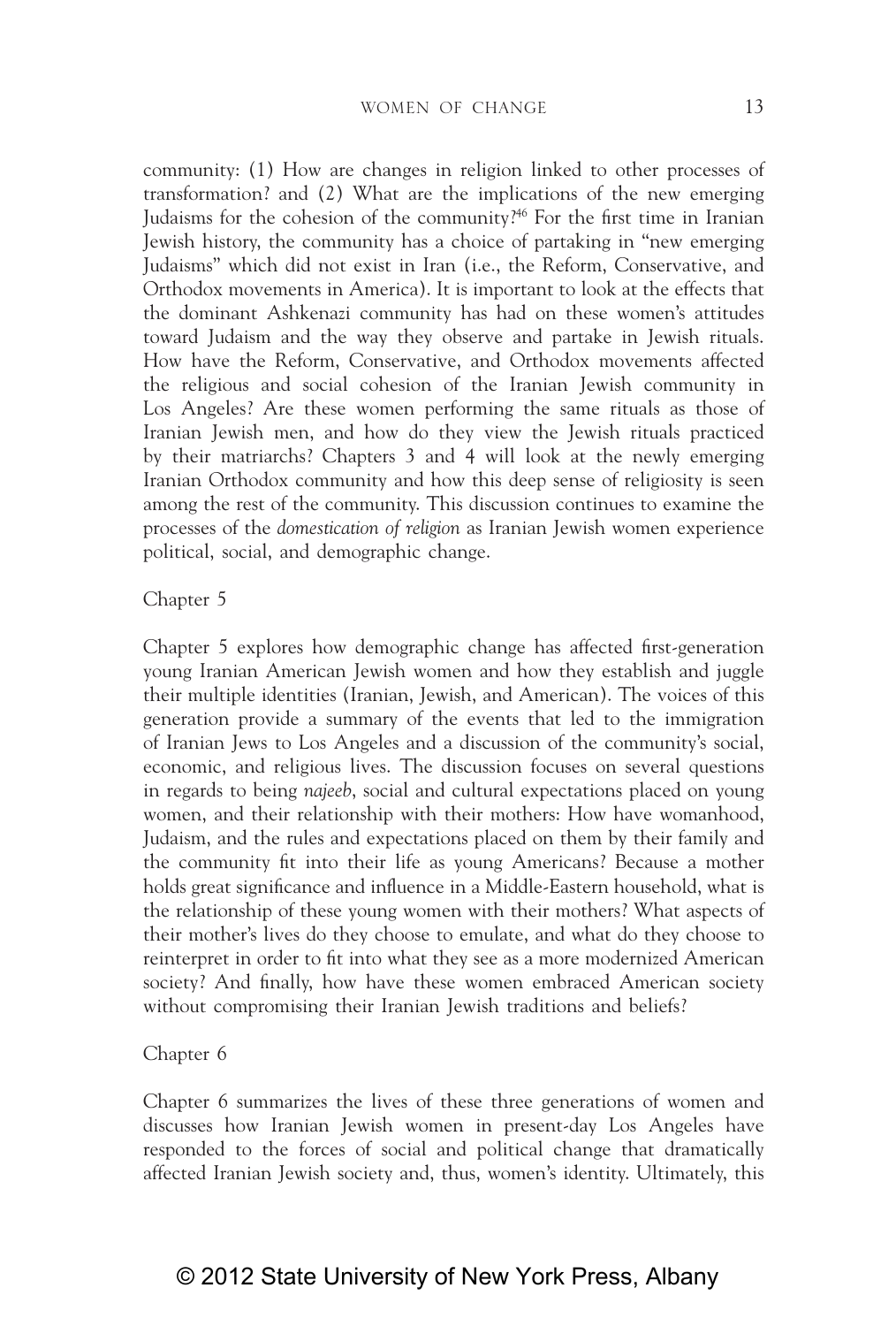community: (1) How are changes in religion linked to other processes of transformation? and (2) What are the implications of the new emerging Judaisms for the cohesion of the community?[46] For the first time in Iranian Jewish history, the community has a choice of partaking in "new emerging Judaisms" which did not exist in Iran (i.e., the Reform, Conservative, and Orthodox movements in America). It is important to look at the effects that the dominant Ashkenazi community has had on these women's attitudes toward Judaism and the way they observe and partake in Jewish rituals. How have the Reform, Conservative, and Orthodox movements affected the religious and social cohesion of the Iranian Jewish community in Los Angeles? Are these women performing the same rituals as those of Iranian Jewish men, and how do they view the Jewish rituals practiced by their matriarchs? Chapters 3 and 4 will look at the newly emerging Iranian Orthodox community and how this deep sense of religiosity is seen among the rest of the community. This discussion continues to examine the processes of the *domestication of religion* as Iranian Jewish women experience political, social, and demographic change.

Chapter 5

Chapter 5 explores how demographic change has affected first-generation young Iranian American Jewish women and how they establish and juggle their multiple identities (Iranian, Jewish, and American). The voices of this generation provide a summary of the events that led to the immigration of Iranian Jews to Los Angeles and a discussion of the community's social, economic, and religious lives. The discussion focuses on several questions in regards to being *najeeb*, social and cultural expectations placed on young women, and their relationship with their mothers: How have womanhood, Judaism, and the rules and expectations placed on them by their family and the community fit into their life as young Americans? Because a mother holds great significance and influence in a Middle-Eastern household, what is the relationship of these young women with their mothers? What aspects of their mother's lives do they choose to emulate, and what do they choose to reinterpret in order to fit into what they see as a more modernized American society? And finally, how have these women embraced American society without compromising their Iranian Jewish traditions and beliefs?

Chapter 6

Chapter 6 summarizes the lives of these three generations of women and discusses how Iranian Jewish women in present-day Los Angeles have responded to the forces of social and political change that dramatically affected Iranian Jewish society and, thus, women's identity. Ultimately, this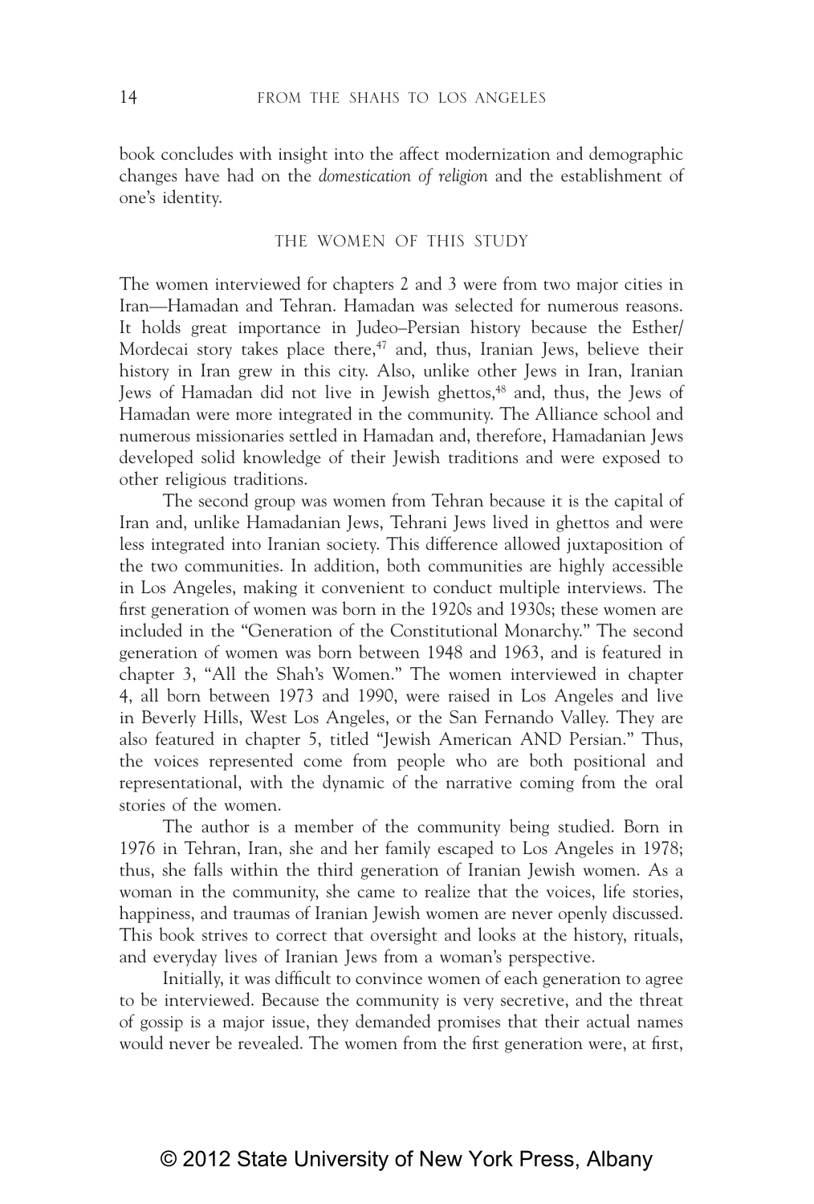book concludes with insight into the affect modernization and demographic changes have had on the *domestication of religion* and the establishment of one's identity.

## THE WOMEN OF THIS STUDY

The women interviewed for chapters 2 and 3 were from two major cities in Iran—Hamadan and Tehran. Hamadan was selected for numerous reasons. It holds great importance in Judeo–Persian history because the Esther/Mordecai story takes place there,[47] and, thus, Iranian Jews, believe their history in Iran grew in this city. Also, unlike other Jews in Iran, Iranian Jews of Hamadan did not live in Jewish ghettos,[48] and, thus, the Jews of Hamadan were more integrated in the community. The Alliance school and numerous missionaries settled in Hamadan and, therefore, Hamadanian Jews developed solid knowledge of their Jewish traditions and were exposed to other religious traditions.

The second group was women from Tehran because it is the capital of Iran and, unlike Hamadanian Jews, Tehrani Jews lived in ghettos and were less integrated into Iranian society. This difference allowed juxtaposition of the two communities. In addition, both communities are highly accessible in Los Angeles, making it convenient to conduct multiple interviews. The first generation of women was born in the 1920s and 1930s; these women are included in the "Generation of the Constitutional Monarchy." The second generation of women was born between 1948 and 1963, and is featured in chapter 3, "All the Shah's Women." The women interviewed in chapter 4, all born between 1973 and 1990, were raised in Los Angeles and live in Beverly Hills, West Los Angeles, or the San Fernando Valley. They are also featured in chapter 5, titled "Jewish American AND Persian." Thus, the voices represented come from people who are both positional and representational, with the dynamic of the narrative coming from the oral stories of the women.

The author is a member of the community being studied. Born in 1976 in Tehran, Iran, she and her family escaped to Los Angeles in 1978; thus, she falls within the third generation of Iranian Jewish women. As a woman in the community, she came to realize that the voices, life stories, happiness, and traumas of Iranian Jewish women are never openly discussed. This book strives to correct that oversight and looks at the history, rituals, and everyday lives of Iranian Jews from a woman's perspective.

Initially, it was difficult to convince women of each generation to agree to be interviewed. Because the community is very secretive, and the threat of gossip is a major issue, they demanded promises that their actual names would never be revealed. The women from the first generation were, at first,

© 2012 State University of New York Press, Albany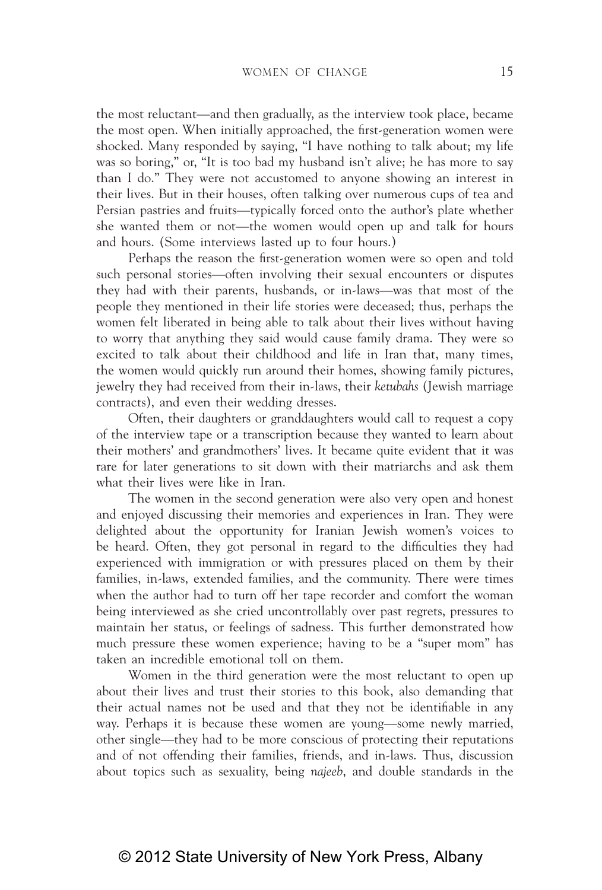the most reluctant—and then gradually, as the interview took place, became the most open. When initially approached, the first-generation women were shocked. Many responded by saying, "I have nothing to talk about; my life was so boring," or, "It is too bad my husband isn't alive; he has more to say than I do." They were not accustomed to anyone showing an interest in their lives. But in their houses, often talking over numerous cups of tea and Persian pastries and fruits—typically forced onto the author's plate whether she wanted them or not—the women would open up and talk for hours and hours. (Some interviews lasted up to four hours.)

Perhaps the reason the first-generation women were so open and told such personal stories—often involving their sexual encounters or disputes they had with their parents, husbands, or in-laws—was that most of the people they mentioned in their life stories were deceased; thus, perhaps the women felt liberated in being able to talk about their lives without having to worry that anything they said would cause family drama. They were so excited to talk about their childhood and life in Iran that, many times, the women would quickly run around their homes, showing family pictures, jewelry they had received from their in-laws, their *ketubahs* (Jewish marriage contracts), and even their wedding dresses.

Often, their daughters or granddaughters would call to request a copy of the interview tape or a transcription because they wanted to learn about their mothers' and grandmothers' lives. It became quite evident that it was rare for later generations to sit down with their matriarchs and ask them what their lives were like in Iran.

The women in the second generation were also very open and honest and enjoyed discussing their memories and experiences in Iran. They were delighted about the opportunity for Iranian Jewish women's voices to be heard. Often, they got personal in regard to the difficulties they had experienced with immigration or with pressures placed on them by their families, in-laws, extended families, and the community. There were times when the author had to turn off her tape recorder and comfort the woman being interviewed as she cried uncontrollably over past regrets, pressures to maintain her status, or feelings of sadness. This further demonstrated how much pressure these women experience; having to be a "super mom" has taken an incredible emotional toll on them.

Women in the third generation were the most reluctant to open up about their lives and trust their stories to this book, also demanding that their actual names not be used and that they not be identifiable in any way. Perhaps it is because these women are young—some newly married, other single—they had to be more conscious of protecting their reputations and of not offending their families, friends, and in-laws. Thus, discussion about topics such as sexuality, being *najeeb*, and double standards in the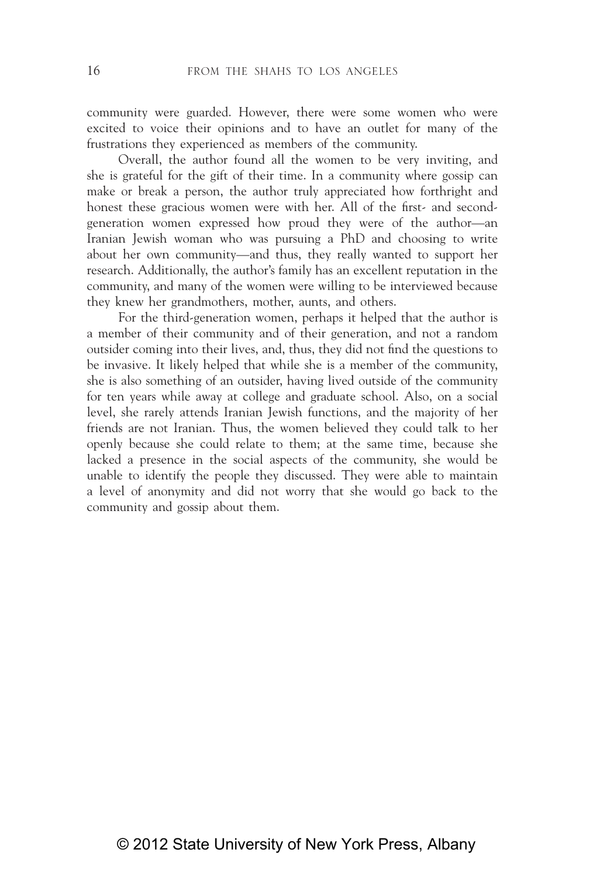community were guarded. However, there were some women who were excited to voice their opinions and to have an outlet for many of the frustrations they experienced as members of the community.

Overall, the author found all the women to be very inviting, and she is grateful for the gift of their time. In a community where gossip can make or break a person, the author truly appreciated how forthright and honest these gracious women were with her. All of the first- and second-generation women expressed how proud they were of the author—an Iranian Jewish woman who was pursuing a PhD and choosing to write about her own community—and thus, they really wanted to support her research. Additionally, the author's family has an excellent reputation in the community, and many of the women were willing to be interviewed because they knew her grandmothers, mother, aunts, and others.

For the third-generation women, perhaps it helped that the author is a member of their community and of their generation, and not a random outsider coming into their lives, and, thus, they did not find the questions to be invasive. It likely helped that while she is a member of the community, she is also something of an outsider, having lived outside of the community for ten years while away at college and graduate school. Also, on a social level, she rarely attends Iranian Jewish functions, and the majority of her friends are not Iranian. Thus, the women believed they could talk to her openly because she could relate to them; at the same time, because she lacked a presence in the social aspects of the community, she would be unable to identify the people they discussed. They were able to maintain a level of anonymity and did not worry that she would go back to the community and gossip about them.

© 2012 State University of New York Press, Albany